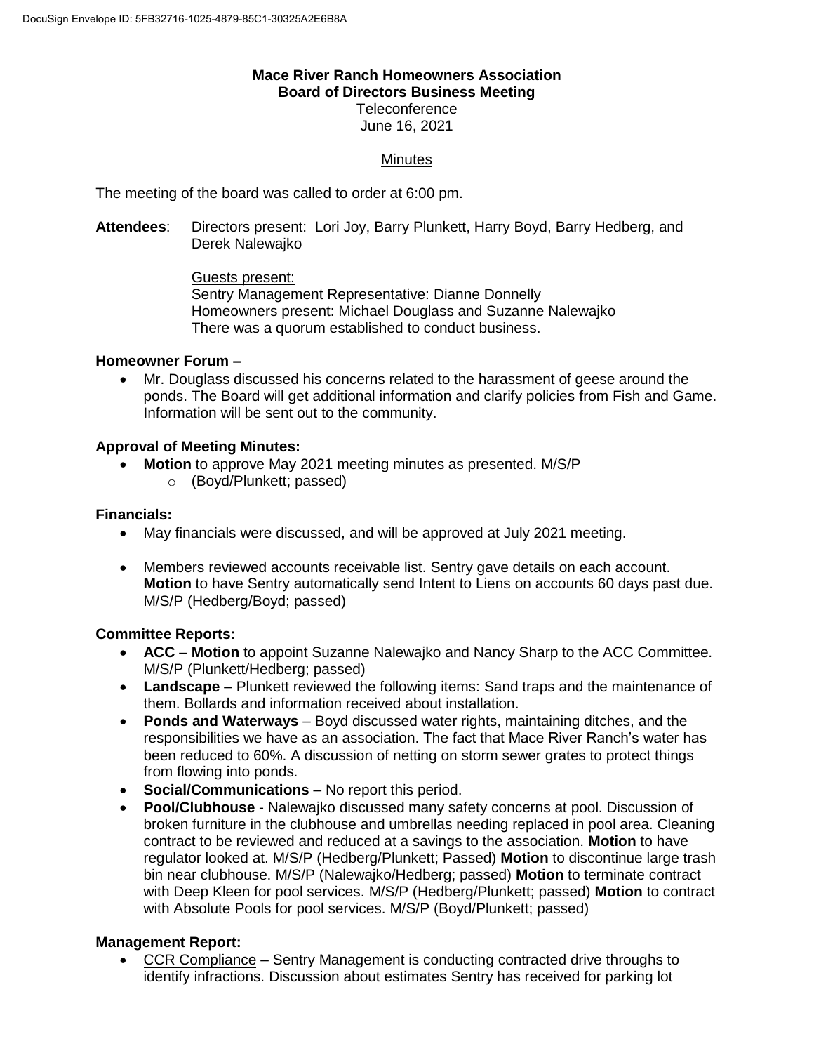**Mace River Ranch Homeowners Association**
**Board of Directors Business Meeting**
Teleconference
June 16, 2021

Minutes

The meeting of the board was called to order at 6:00 pm.

**Attendees**: Directors present: Lori Joy, Barry Plunkett, Harry Boyd, Barry Hedberg, and Derek Nalewajko

Guests present:
Sentry Management Representative: Dianne Donnelly
Homeowners present: Michael Douglass and Suzanne Nalewajko
There was a quorum established to conduct business.

**Homeowner Forum –**

- Mr. Douglass discussed his concerns related to the harassment of geese around the ponds. The Board will get additional information and clarify policies from Fish and Game. Information will be sent out to the community.

**Approval of Meeting Minutes:**

- **Motion** to approve May 2021 meeting minutes as presented. M/S/P
  - (Boyd/Plunkett; passed)

**Financials:**

- May financials were discussed, and will be approved at July 2021 meeting.
- Members reviewed accounts receivable list. Sentry gave details on each account. **Motion** to have Sentry automatically send Intent to Liens on accounts 60 days past due. M/S/P (Hedberg/Boyd; passed)

**Committee Reports:**

- **ACC** – **Motion** to appoint Suzanne Nalewajko and Nancy Sharp to the ACC Committee. M/S/P (Plunkett/Hedberg; passed)
- **Landscape** – Plunkett reviewed the following items: Sand traps and the maintenance of them. Bollards and information received about installation.
- **Ponds and Waterways** – Boyd discussed water rights, maintaining ditches, and the responsibilities we have as an association. The fact that Mace River Ranch's water has been reduced to 60%. A discussion of netting on storm sewer grates to protect things from flowing into ponds.
- **Social/Communications** – No report this period.
- **Pool/Clubhouse** - Nalewajko discussed many safety concerns at pool. Discussion of broken furniture in the clubhouse and umbrellas needing replaced in pool area. Cleaning contract to be reviewed and reduced at a savings to the association. **Motion** to have regulator looked at. M/S/P (Hedberg/Plunkett; Passed) **Motion** to discontinue large trash bin near clubhouse. M/S/P (Nalewajko/Hedberg; passed) **Motion** to terminate contract with Deep Kleen for pool services. M/S/P (Hedberg/Plunkett; passed) **Motion** to contract with Absolute Pools for pool services. M/S/P (Boyd/Plunkett; passed)

**Management Report:**

- CCR Compliance – Sentry Management is conducting contracted drive throughs to identify infractions. Discussion about estimates Sentry has received for parking lot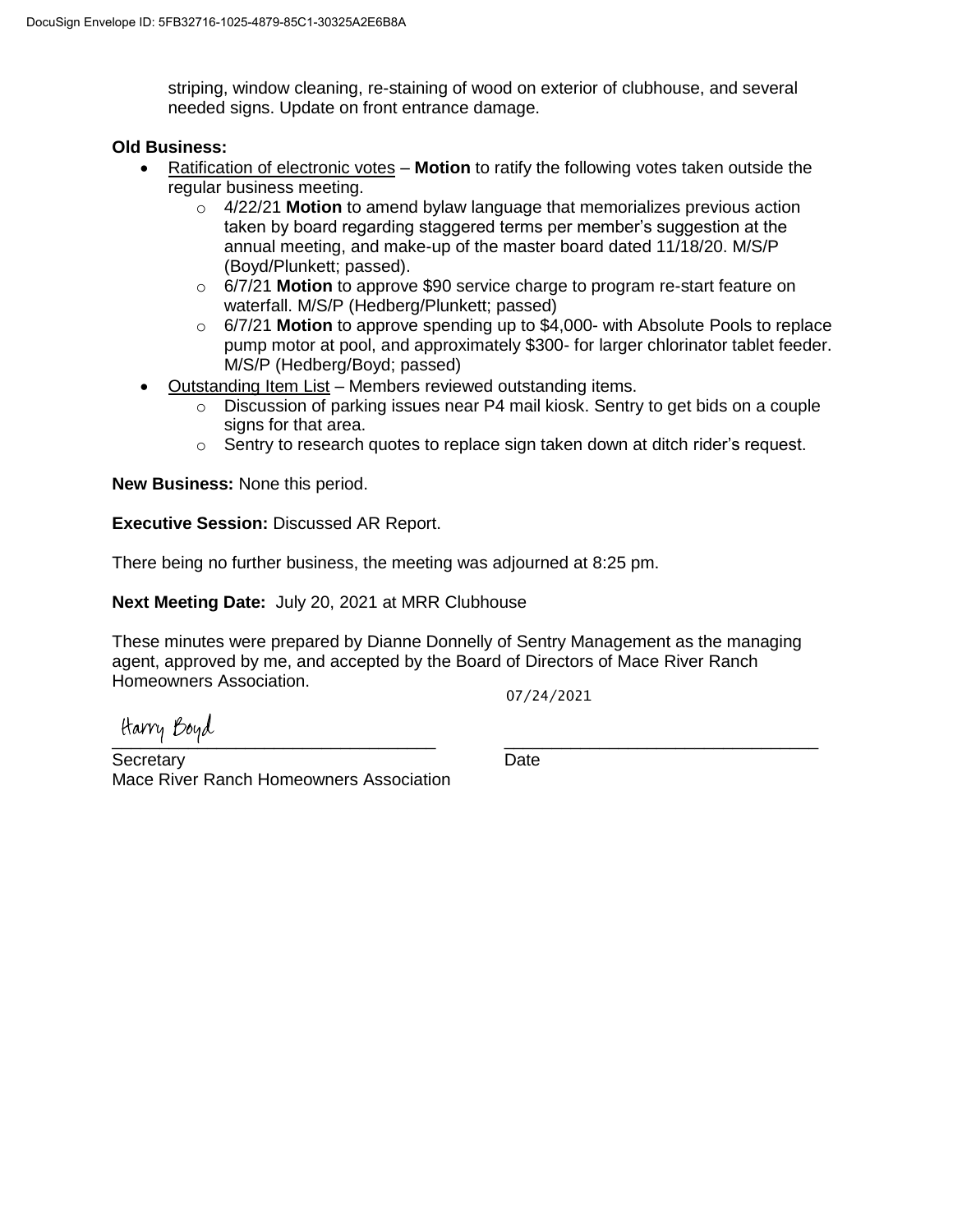striping, window cleaning, re-staining of wood on exterior of clubhouse, and several needed signs. Update on front entrance damage.

**Old Business:**

- Ratification of electronic votes – **Motion** to ratify the following votes taken outside the regular business meeting.
  - 4/22/21 **Motion** to amend bylaw language that memorializes previous action taken by board regarding staggered terms per member's suggestion at the annual meeting, and make-up of the master board dated 11/18/20. M/S/P (Boyd/Plunkett; passed).
  - 6/7/21 **Motion** to approve $90 service charge to program re-start feature on waterfall. M/S/P (Hedberg/Plunkett; passed)
  - 6/7/21 **Motion** to approve spending up to $4,000- with Absolute Pools to replace pump motor at pool, and approximately $300- for larger chlorinator tablet feeder. M/S/P (Hedberg/Boyd; passed)
- Outstanding Item List – Members reviewed outstanding items.
  - Discussion of parking issues near P4 mail kiosk. Sentry to get bids on a couple signs for that area.
  - Sentry to research quotes to replace sign taken down at ditch rider's request.

**New Business:** None this period.

**Executive Session:** Discussed AR Report.

There being no further business, the meeting was adjourned at 8:25 pm.

**Next Meeting Date:** July 20, 2021 at MRR Clubhouse

These minutes were prepared by Dianne Donnelly of Sentry Management as the managing agent, approved by me, and accepted by the Board of Directors of Mace River Ranch Homeowners Association.

Harry Boyd  07/24/2021

\_\_\_\_\_\_\_\_\_\_\_\_\_\_\_\_\_\_\_\_\_\_\_\_\_\_\_\_\_\_\_\_  \_\_\_\_\_\_\_\_\_\_\_\_\_\_\_\_\_\_\_\_\_\_\_\_\_\_\_\_\_\_\_\_

Secretary  Date

Mace River Ranch Homeowners Association